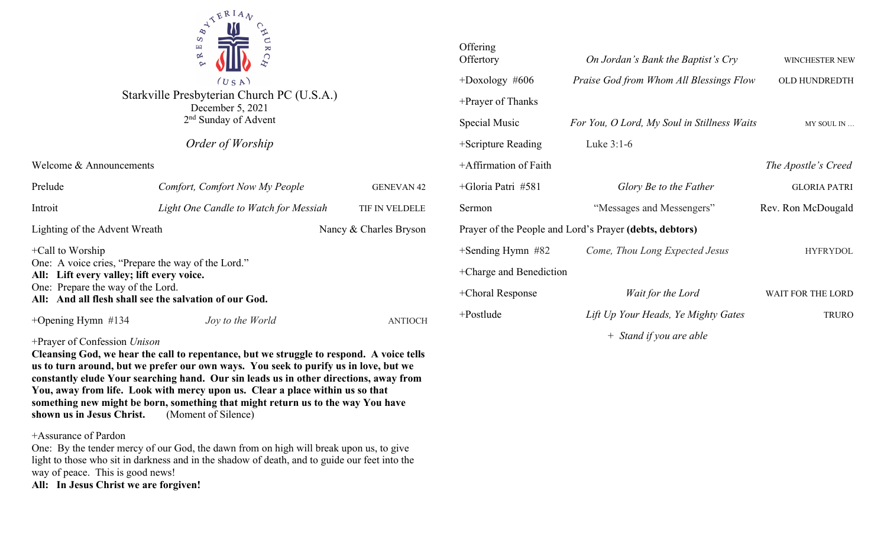Starkville Presbyterian Church PC (U.S.A.)
December 5, 2021
2nd Sunday of Advent

## *Order of Worship*

Welcome & Announcements

| | | |
|---|---|---|
| Prelude | *Comfort, Comfort Now My People* | GENEVAN 42 |
| Introit | *Light One Candle to Watch for Messiah* | TIF IN VELDELE |
| Lighting of the Advent Wreath | | Nancy & Charles Bryson |

+Call to Worship

One: A voice cries, "Prepare the way of the Lord."
**All: Lift every valley; lift every voice.**
One: Prepare the way of the Lord.
**All: And all flesh shall see the salvation of our God.**

| | | |
|---|---|---|
| +Opening Hymn #134 | *Joy to the World* | ANTIOCH |

+Prayer of Confession *Unison*

**Cleansing God, we hear the call to repentance, but we struggle to respond. A voice tells us to turn around, but we prefer our own ways. You seek to purify us in love, but we constantly elude Your searching hand. Our sin leads us in other directions, away from You, away from life. Look with mercy upon us. Clear a place within us so that something new might be born, something that might return us to the way You have shown us in Jesus Christ.** (Moment of Silence)

+Assurance of Pardon

One: By the tender mercy of our God, the dawn from on high will break upon us, to give light to those who sit in darkness and in the shadow of death, and to guide our feet into the way of peace. This is good news!
**All: In Jesus Christ we are forgiven!**

| | | |
|---|---|---|
| Offering | | |
| Offertory | *On Jordan's Bank the Baptist's Cry* | WINCHESTER NEW |
| +Doxology #606 | *Praise God from Whom All Blessings Flow* | OLD HUNDREDTH |
| +Prayer of Thanks | | |
| Special Music | *For You, O Lord, My Soul in Stillness Waits* | MY SOUL IN ... |
| +Scripture Reading | Luke 3:1-6 | |
| +Affirmation of Faith | | *The Apostle's Creed* |
| +Gloria Patri #581 | *Glory Be to the Father* | GLORIA PATRI |
| Sermon | "Messages and Messengers" | Rev. Ron McDougald |

Prayer of the People and Lord's Prayer **(debts, debtors)**

| | | |
|---|---|---|
| +Sending Hymn #82 | *Come, Thou Long Expected Jesus* | HYFRYDOL |
| +Charge and Benediction | | |
| +Choral Response | *Wait for the Lord* | WAIT FOR THE LORD |
| +Postlude | *Lift Up Your Heads, Ye Mighty Gates* | TRURO |

\+ *Stand if you are able*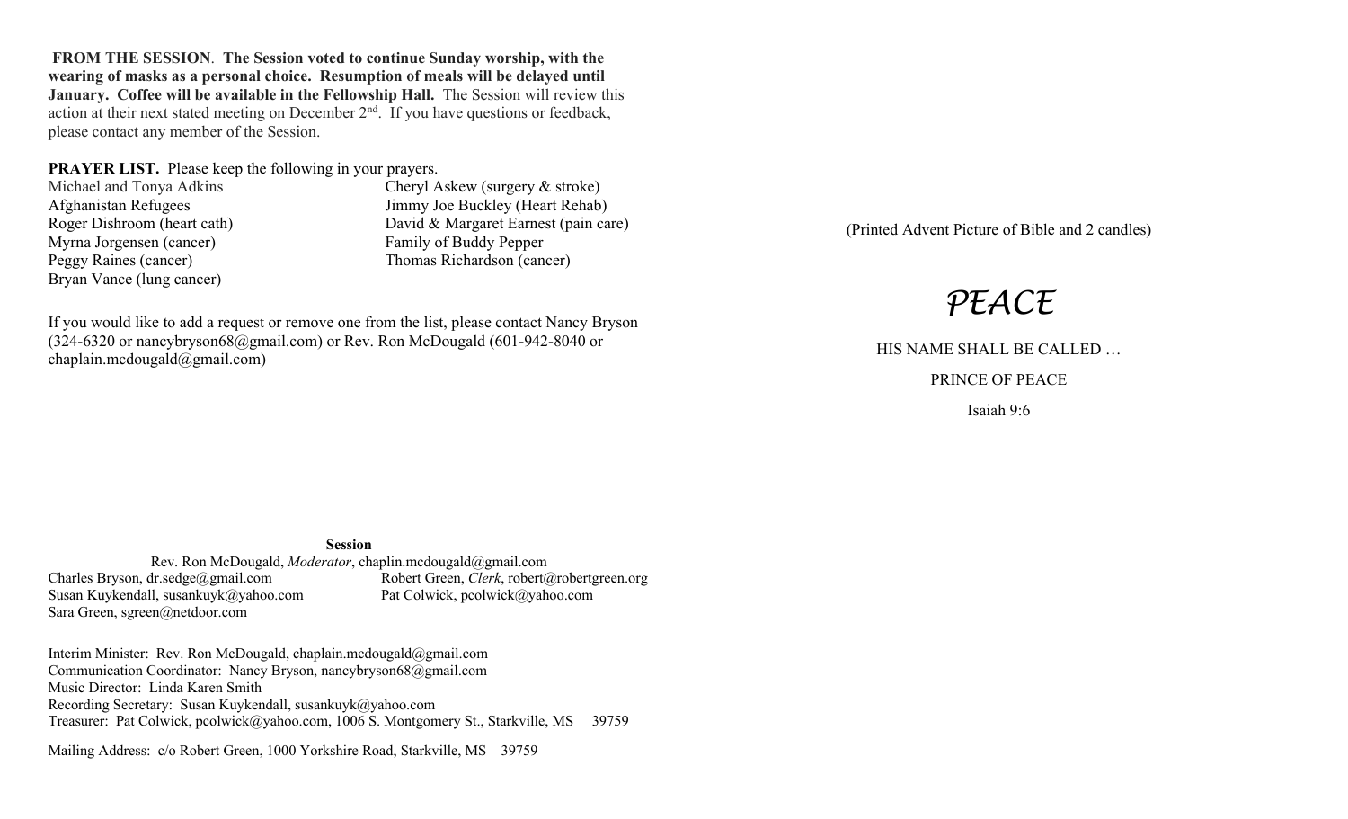**FROM THE SESSION**. **The Session voted to continue Sunday worship, with the wearing of masks as a personal choice. Resumption of meals will be delayed until January. Coffee will be available in the Fellowship Hall.** The Session will review this action at their next stated meeting on December 2nd. If you have questions or feedback, please contact any member of the Session.

**PRAYER LIST.** Please keep the following in your prayers.

Michael and Tonya Adkins
Afghanistan Refugees
Roger Dishroom (heart cath)
Myrna Jorgensen (cancer)
Peggy Raines (cancer)
Bryan Vance (lung cancer)
Cheryl Askew (surgery & stroke)
Jimmy Joe Buckley (Heart Rehab)
David & Margaret Earnest (pain care)
Family of Buddy Pepper
Thomas Richardson (cancer)

If you would like to add a request or remove one from the list, please contact Nancy Bryson (324-6320 or nancybryson68@gmail.com) or Rev. Ron McDougald (601-942-8040 or chaplain.mcdougald@gmail.com)

**Session**

Rev. Ron McDougald, *Moderator*, chaplin.mcdougald@gmail.com
Charles Bryson, dr.sedge@gmail.com
Susan Kuykendall, susankuyk@yahoo.com
Sara Green, sgreen@netdoor.com
Robert Green, *Clerk*, robert@robertgreen.org
Pat Colwick, pcolwick@yahoo.com

Interim Minister: Rev. Ron McDougald, chaplain.mcdougald@gmail.com
Communication Coordinator: Nancy Bryson, nancybryson68@gmail.com
Music Director: Linda Karen Smith
Recording Secretary: Susan Kuykendall, susankuyk@yahoo.com
Treasurer: Pat Colwick, pcolwick@yahoo.com, 1006 S. Montgomery St., Starkville, MS 39759

Mailing Address: c/o Robert Green, 1000 Yorkshire Road, Starkville, MS 39759

(Printed Advent Picture of Bible and 2 candles)

# *PEACE*

HIS NAME SHALL BE CALLED …

PRINCE OF PEACE

Isaiah 9:6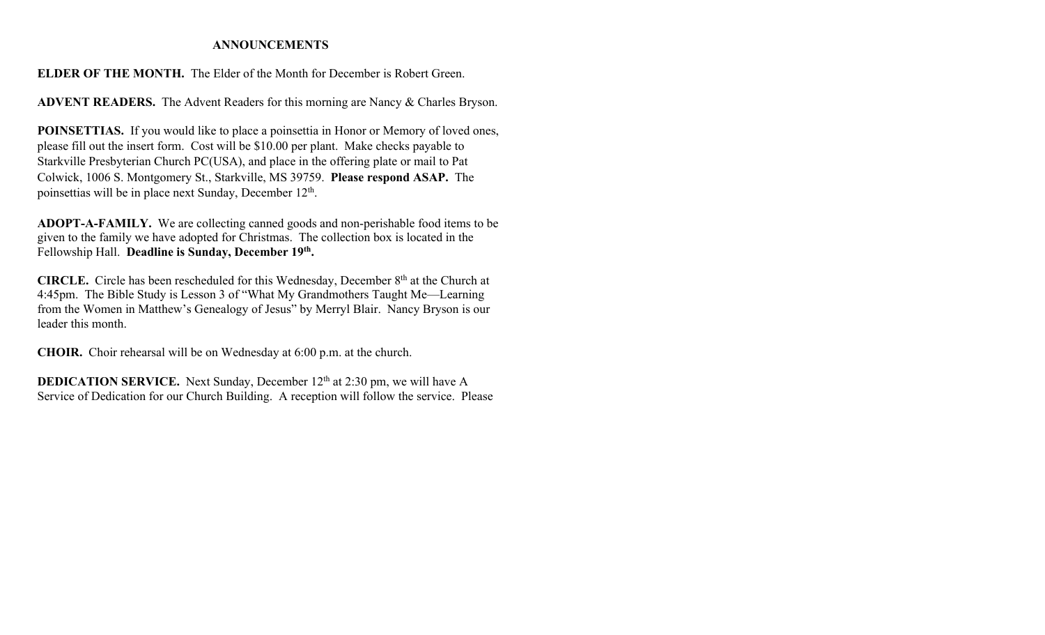**ANNOUNCEMENTS**

**ELDER OF THE MONTH.** The Elder of the Month for December is Robert Green.

**ADVENT READERS.** The Advent Readers for this morning are Nancy & Charles Bryson.

**POINSETTIAS.** If you would like to place a poinsettia in Honor or Memory of loved ones, please fill out the insert form. Cost will be $10.00 per plant. Make checks payable to Starkville Presbyterian Church PC(USA), and place in the offering plate or mail to Pat Colwick, 1006 S. Montgomery St., Starkville, MS 39759. **Please respond ASAP.** The poinsettias will be in place next Sunday, December 12th.

**ADOPT-A-FAMILY.** We are collecting canned goods and non-perishable food items to be given to the family we have adopted for Christmas. The collection box is located in the Fellowship Hall. **Deadline is Sunday, December 19th.**

**CIRCLE.** Circle has been rescheduled for this Wednesday, December 8th at the Church at 4:45pm. The Bible Study is Lesson 3 of "What My Grandmothers Taught Me—Learning from the Women in Matthew's Genealogy of Jesus" by Merryl Blair. Nancy Bryson is our leader this month.

**CHOIR.** Choir rehearsal will be on Wednesday at 6:00 p.m. at the church.

**DEDICATION SERVICE.** Next Sunday, December 12th at 2:30 pm, we will have A Service of Dedication for our Church Building. A reception will follow the service. Please